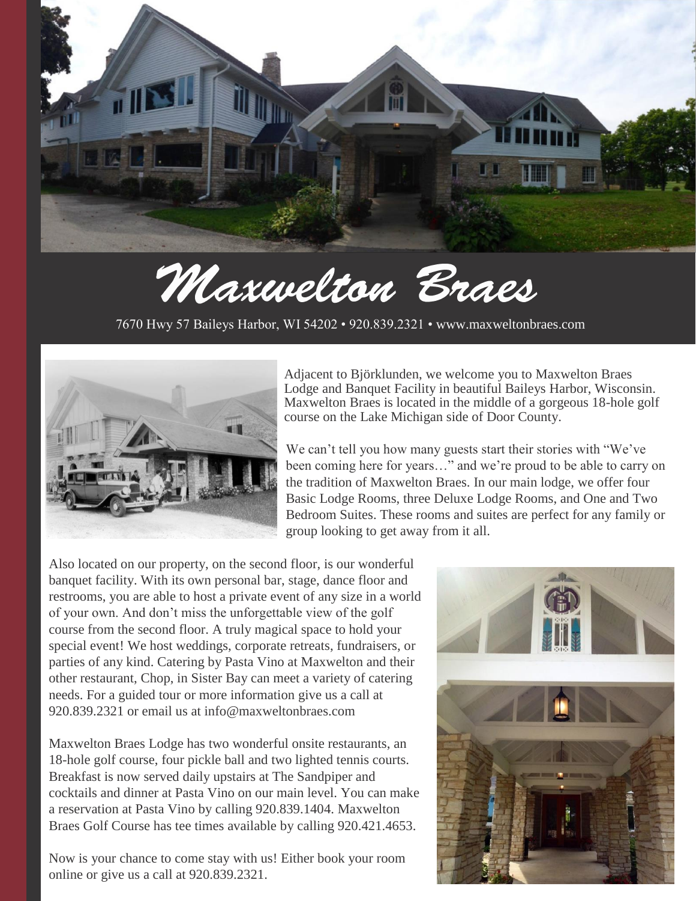# Maxwelton Braes

7670 Hwy 57 Baileys Harbor, WI 54202 • 920.839.2321 • www.maxweltonbraes.com

Adjacent to Björklunden, we welcome you to Maxwelton Braes Lodge and Banquet Facility in beautiful Baileys Harbor, Wisconsin. Maxwelton Braes is located in the middle of a gorgeous 18-hole golf course on the Lake Michigan side of Door County.

We can't tell you how many guests start their stories with "We've been coming here for years…" and we're proud to be able to carry on the tradition of Maxwelton Braes. In our main lodge, we offer four Basic Lodge Rooms, three Deluxe Lodge Rooms, and One and Two Bedroom Suites. These rooms and suites are perfect for any family or group looking to get away from it all.

Also located on our property, on the second floor, is our wonderful banquet facility. With its own personal bar, stage, dance floor and restrooms, you are able to host a private event of any size in a world of your own. And don't miss the unforgettable view of the golf course from the second floor. A truly magical space to hold your special event! We host weddings, corporate retreats, fundraisers, or parties of any kind. Catering by Pasta Vino at Maxwelton and their other restaurant, Chop, in Sister Bay can meet a variety of catering needs. For a guided tour or more information give us a call at 920.839.2321 or email us at info@maxweltonbraes.com

Maxwelton Braes Lodge has two wonderful onsite restaurants, an 18-hole golf course, four pickle ball and two lighted tennis courts. Breakfast is now served daily upstairs at The Sandpiper and cocktails and dinner at Pasta Vino on our main level. You can make a reservation at Pasta Vino by calling 920.839.1404. Maxwelton Braes Golf Course has tee times available by calling 920.421.4653.

Now is your chance to come stay with us! Either book your room online or give us a call at 920.839.2321.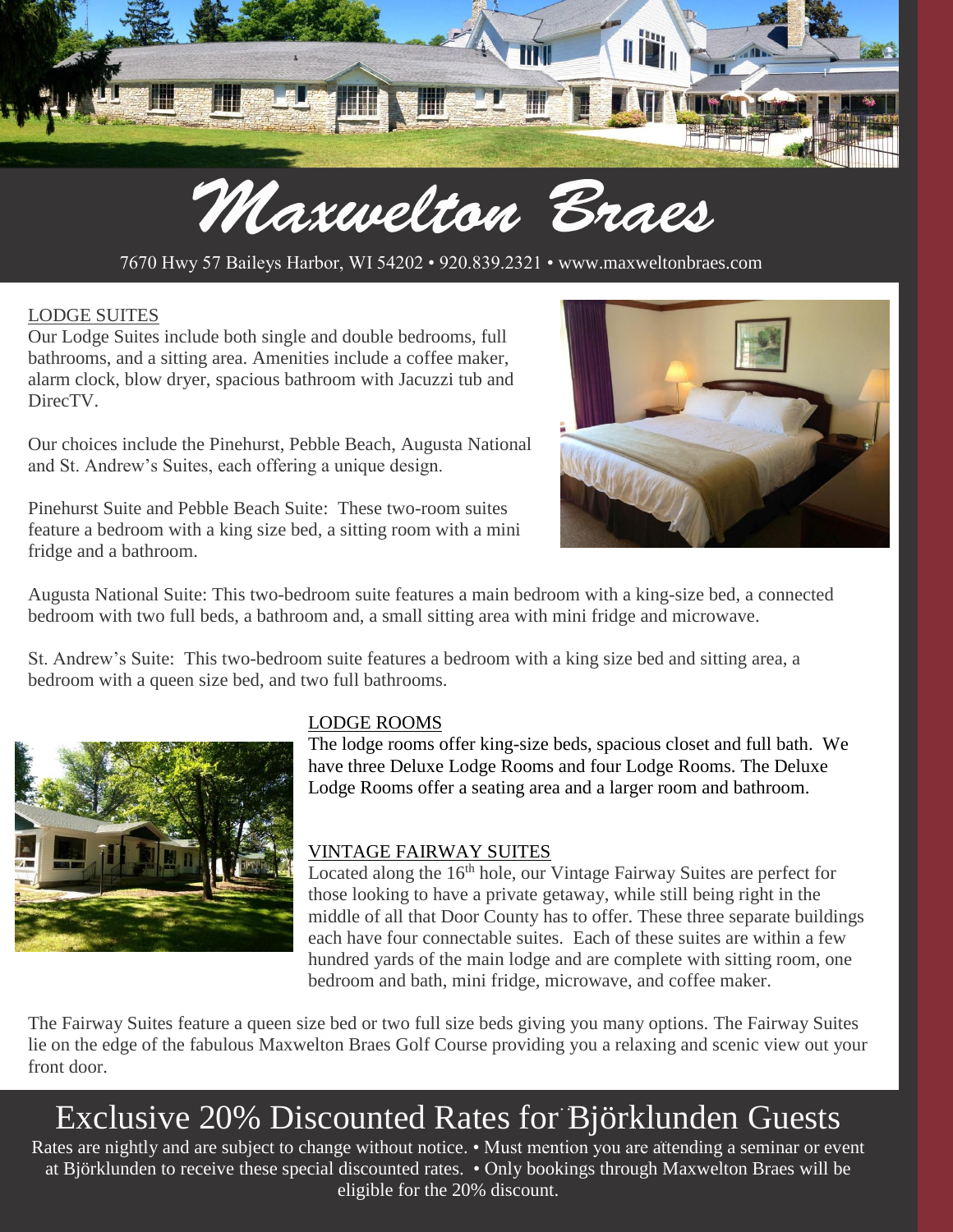# Maxwelton Braes

7670 Hwy 57 Baileys Harbor, WI 54202 • 920.839.2321 • www.maxweltonbraes.com

LODGE SUITES

Our Lodge Suites include both single and double bedrooms, full bathrooms, and a sitting area. Amenities include a coffee maker, alarm clock, blow dryer, spacious bathroom with Jacuzzi tub and DirecTV.

Our choices include the Pinehurst, Pebble Beach, Augusta National and St. Andrew's Suites, each offering a unique design.

Pinehurst Suite and Pebble Beach Suite: These two-room suites feature a bedroom with a king size bed, a sitting room with a mini fridge and a bathroom.

Augusta National Suite: This two-bedroom suite features a main bedroom with a king-size bed, a connected bedroom with two full beds, a bathroom and, a small sitting area with mini fridge and microwave.

St. Andrew's Suite: This two-bedroom suite features a bedroom with a king size bed and sitting area, a bedroom with a queen size bed, and two full bathrooms.

LODGE ROOMS

The lodge rooms offer king-size beds, spacious closet and full bath. We have three Deluxe Lodge Rooms and four Lodge Rooms. The Deluxe Lodge Rooms offer a seating area and a larger room and bathroom.

VINTAGE FAIRWAY SUITES

Located along the 16th hole, our Vintage Fairway Suites are perfect for those looking to have a private getaway, while still being right in the middle of all that Door County has to offer. These three separate buildings each have four connectable suites. Each of these suites are within a few hundred yards of the main lodge and are complete with sitting room, one bedroom and bath, mini fridge, microwave, and coffee maker.

The Fairway Suites feature a queen size bed or two full size beds giving you many options. The Fairway Suites lie on the edge of the fabulous Maxwelton Braes Golf Course providing you a relaxing and scenic view out your front door.

## Exclusive 20% Discounted Rates for Björklunden Guests

Rates are nightly and are subject to change without notice. • Must mention you are attending a seminar or event at Björklunden to receive these special discounted rates. • Only bookings through Maxwelton Braes will be eligible for the 20% discount.